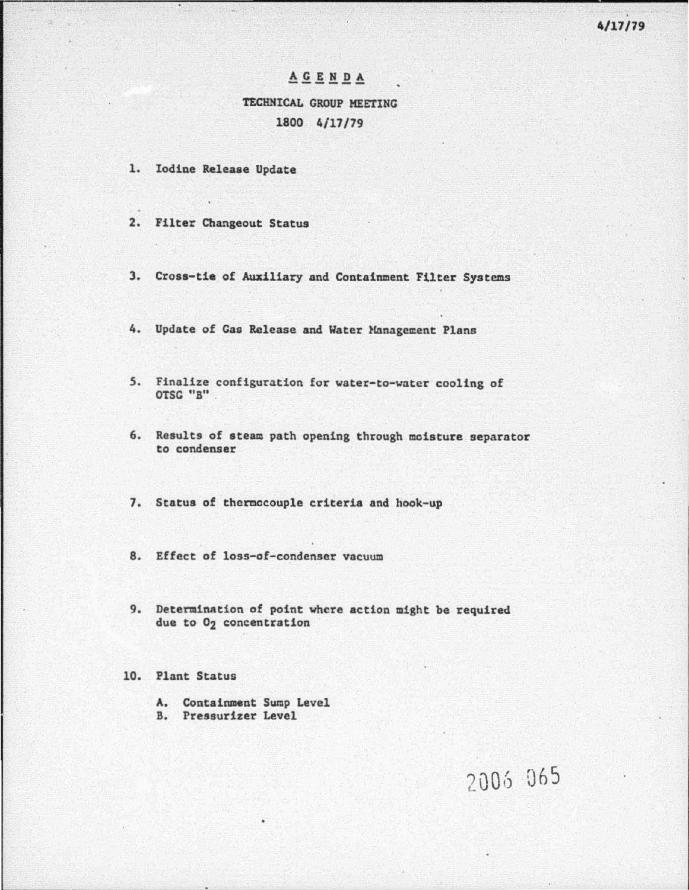4/17/79

# AGENDA

## TECHNICAL GROUP MEETING

## 1800 4/17/79

1. Iodine Release Update

2. Filter Changeout Status

3. Cross-tie of Auxiliary and Containment Filter Systems

4. Update of Gas Release and Water Management Plans

5. Finalize configuration for water-to-water cooling of OTSG "B"

6. Results of steam path opening through moisture separator to condenser

7. Status of thermocouple criteria and hook-up

8. Effect of loss-of-condenser vacuum

9. Determination of point where action might be required due to $O_2$ concentration

10. Plant Status

    A. Containment Sump Level
    B. Pressurizer Level

2006 065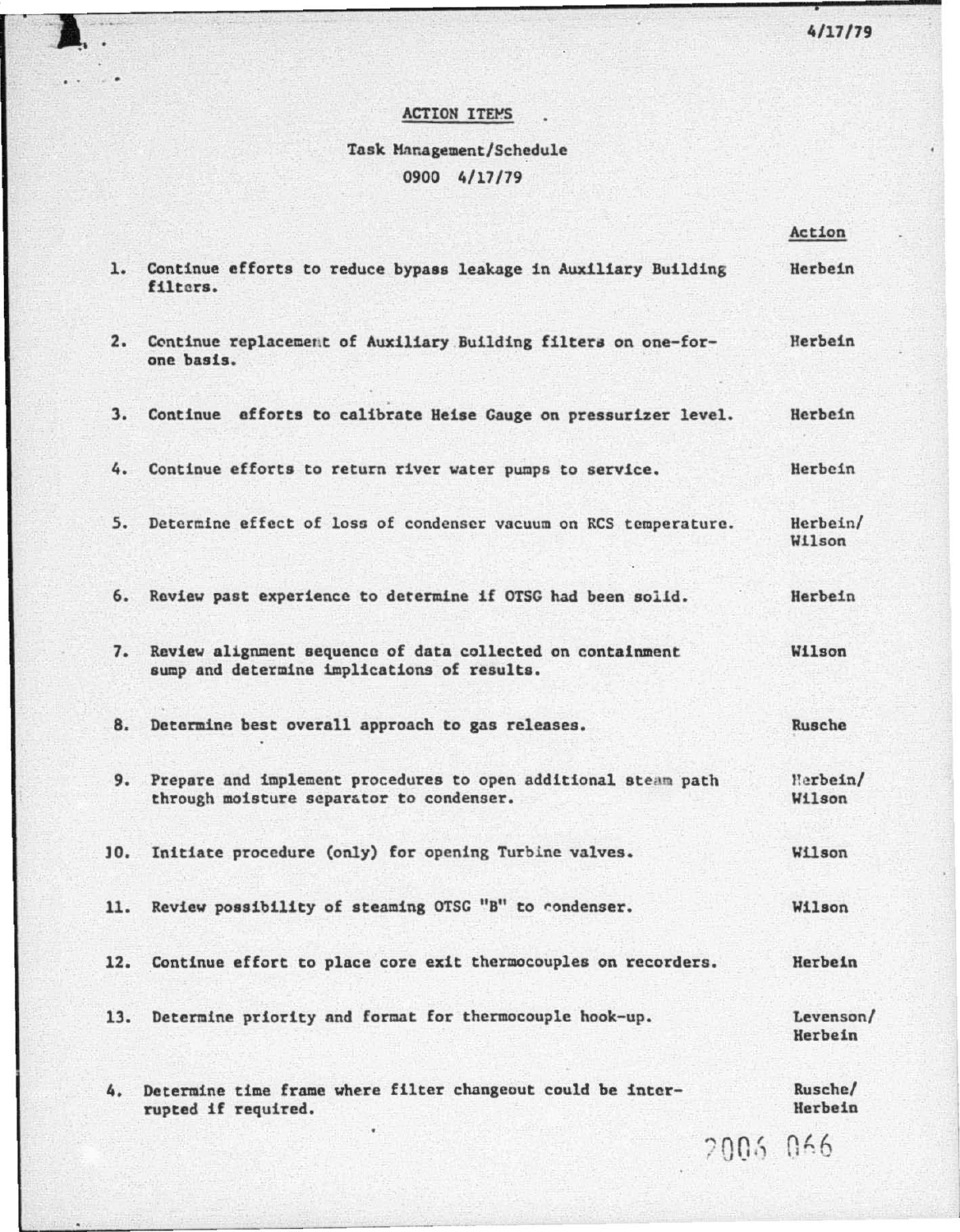4/17/79

## ACTION ITEMS

Task Management/Schedule
0900 4/17/79

| | | Action |
|---|---|---|
| 1. | Continue efforts to reduce bypass leakage in Auxiliary Building filters. | Herbein |
| 2. | Continue replacement of Auxiliary Building filters on one-for-one basis. | Herbein |
| 3. | Continue efforts to calibrate Heise Gauge on pressurizer level. | Herbein |
| 4. | Continue efforts to return river water pumps to service. | Herbein |
| 5. | Determine effect of loss of condenser vacuum on RCS temperature. | Herbein/ Wilson |
| 6. | Review past experience to determine if OTSG had been solid. | Herbein |
| 7. | Review alignment sequence of data collected on containment sump and determine implications of results. | Wilson |
| 8. | Determine best overall approach to gas releases. | Rusche |
| 9. | Prepare and implement procedures to open additional steam path through moisture separator to condenser. | Herbein/ Wilson |
| 10. | Initiate procedure (only) for opening Turbine valves. | Wilson |
| 11. | Review possibility of steaming OTSG "B" to condenser. | Wilson |
| 12. | Continue effort to place core exit thermocouples on recorders. | Herbein |
| 13. | Determine priority and format for thermocouple hook-up. | Levenson/ Herbein |
| 4. | Determine time frame where filter changeout could be interrupted if required. | Rusche/ Herbein |

2006 066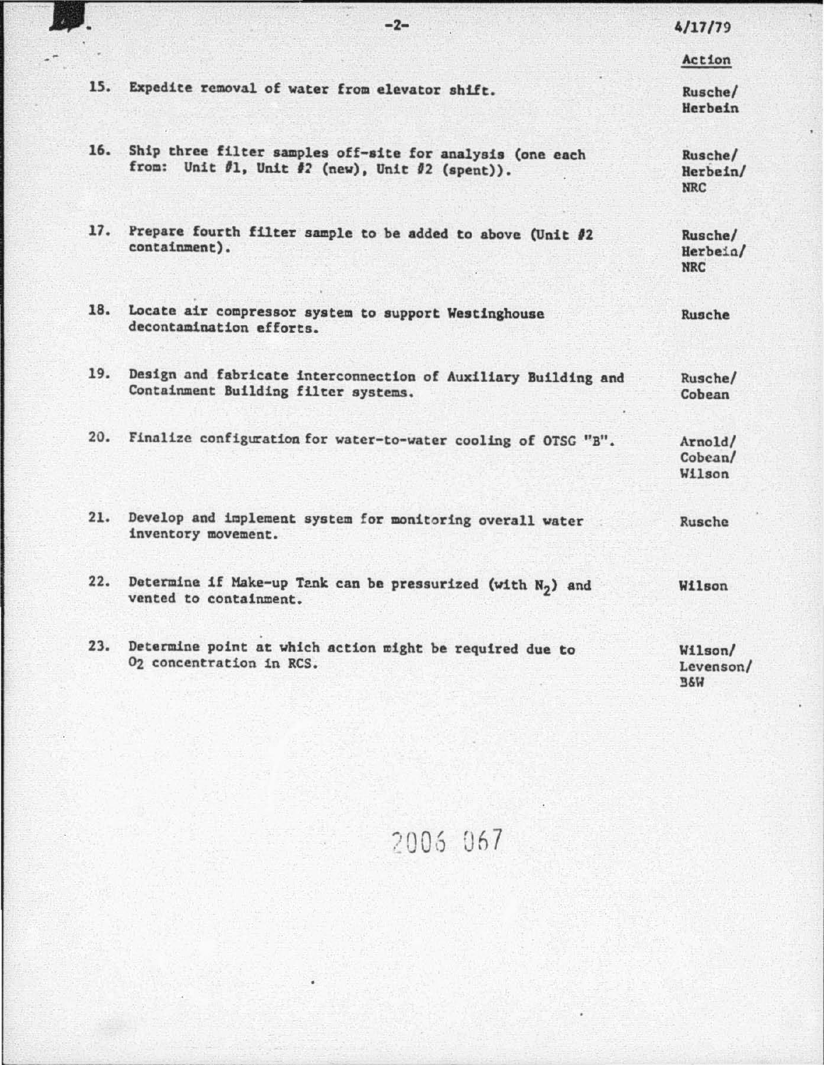4/17/79

| | | Action |
|---|---|---|
| 15. | Expedite removal of water from elevator shift. | Rusche/ Herbein |
| 16. | Ship three filter samples off-site for analysis (one each from: Unit #1, Unit #2 (new), Unit #2 (spent)). | Rusche/ Herbein/ NRC |
| 17. | Prepare fourth filter sample to be added to above (Unit #2 containment). | Rusche/ Herbein/ NRC |
| 18. | Locate air compressor system to support Westinghouse decontamination efforts. | Rusche |
| 19. | Design and fabricate interconnection of Auxiliary Building and Containment Building filter systems. | Rusche/ Cobean |
| 20. | Finalize configuration for water-to-water cooling of OTSG "B". | Arnold/ Cobean/ Wilson |
| 21. | Develop and implement system for monitoring overall water inventory movement. | Rusche |
| 22. | Determine if Make-up Tank can be pressurized (with $N_2$) and vented to containment. | Wilson |
| 23. | Determine point at which action might be required due to $O_2$ concentration in RCS. | Wilson/ Levenson/ B&W |

2006 067